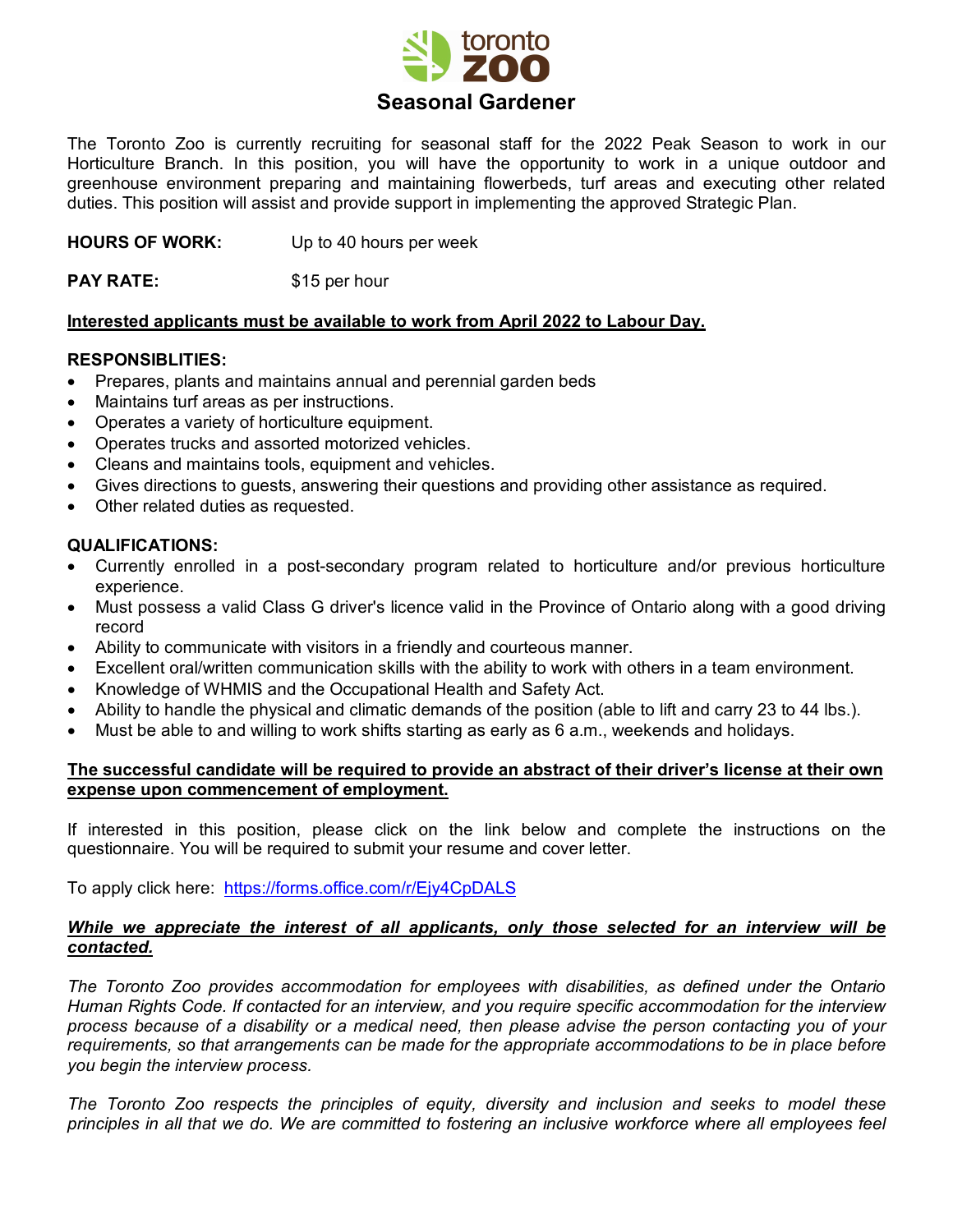toronto zoo

# Seasonal Gardener

The Toronto Zoo is currently recruiting for seasonal staff for the 2022 Peak Season to work in our Horticulture Branch. In this position, you will have the opportunity to work in a unique outdoor and greenhouse environment preparing and maintaining flowerbeds, turf areas and executing other related duties. This position will assist and provide support in implementing the approved Strategic Plan.

**HOURS OF WORK:** Up to 40 hours per week

**PAY RATE:** $15 per hour

**<u>Interested applicants must be available to work from April 2022 to Labour Day.</u>**

**RESPONSIBLITIES:**

- Prepares, plants and maintains annual and perennial garden beds
- Maintains turf areas as per instructions.
- Operates a variety of horticulture equipment.
- Operates trucks and assorted motorized vehicles.
- Cleans and maintains tools, equipment and vehicles.
- Gives directions to guests, answering their questions and providing other assistance as required.
- Other related duties as requested.

**QUALIFICATIONS:**

- Currently enrolled in a post-secondary program related to horticulture and/or previous horticulture experience.
- Must possess a valid Class G driver's licence valid in the Province of Ontario along with a good driving record
- Ability to communicate with visitors in a friendly and courteous manner.
- Excellent oral/written communication skills with the ability to work with others in a team environment.
- Knowledge of WHMIS and the Occupational Health and Safety Act.
- Ability to handle the physical and climatic demands of the position (able to lift and carry 23 to 44 lbs.).
- Must be able to and willing to work shifts starting as early as 6 a.m., weekends and holidays.

**<u>The successful candidate will be required to provide an abstract of their driver's license at their own expense upon commencement of employment.</u>**

If interested in this position, please click on the link below and complete the instructions on the questionnaire. You will be required to submit your resume and cover letter.

To apply click here: [https://forms.office.com/r/Ejy4CpDALS](https://forms.office.com/r/Ejy4CpDALS)

***<u>While we appreciate the interest of all applicants, only those selected for an interview will be contacted.</u>***

*The Toronto Zoo provides accommodation for employees with disabilities, as defined under the Ontario Human Rights Code. If contacted for an interview, and you require specific accommodation for the interview process because of a disability or a medical need, then please advise the person contacting you of your requirements, so that arrangements can be made for the appropriate accommodations to be in place before you begin the interview process.*

*The Toronto Zoo respects the principles of equity, diversity and inclusion and seeks to model these principles in all that we do. We are committed to fostering an inclusive workforce where all employees feel*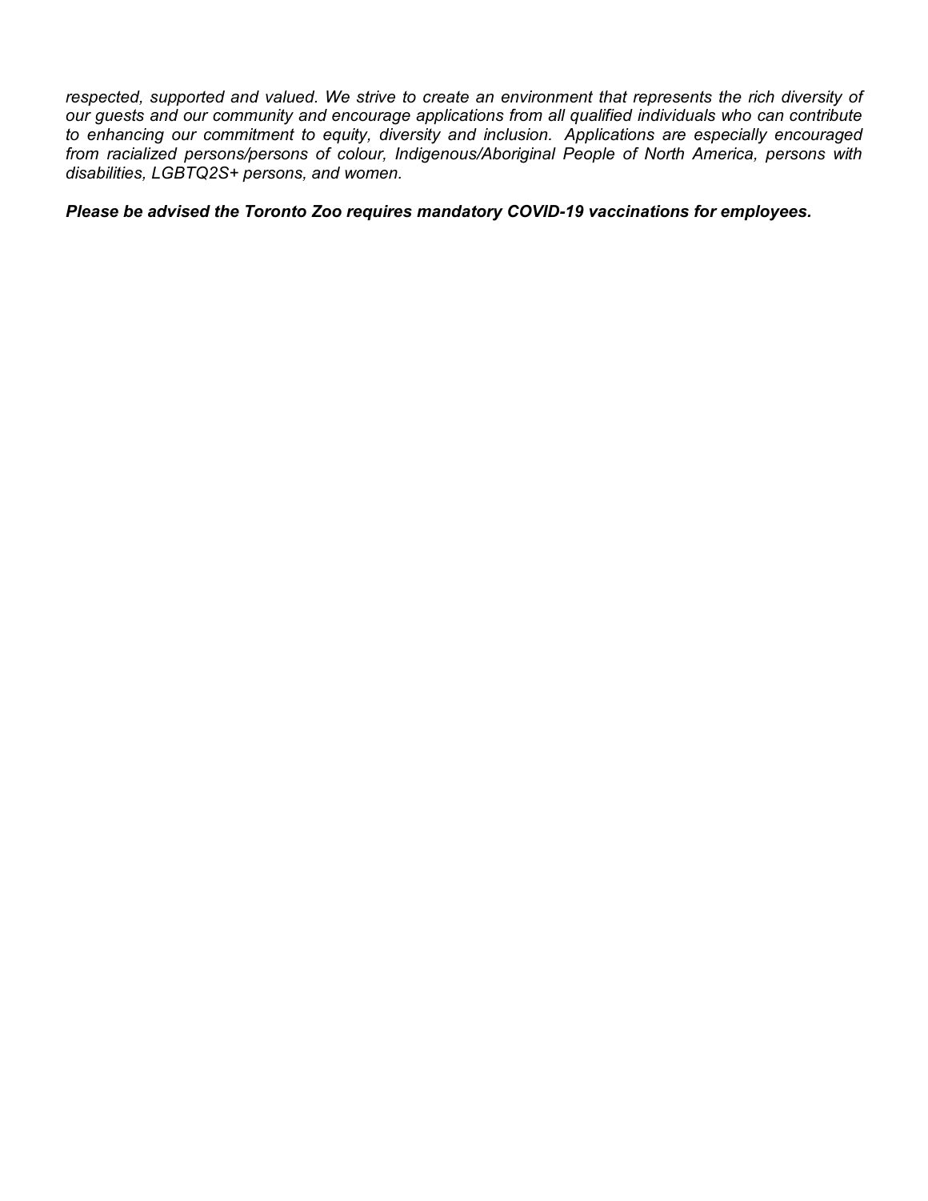*respected, supported and valued. We strive to create an environment that represents the rich diversity of our guests and our community and encourage applications from all qualified individuals who can contribute to enhancing our commitment to equity, diversity and inclusion. Applications are especially encouraged from racialized persons/persons of colour, Indigenous/Aboriginal People of North America, persons with disabilities, LGBTQ2S+ persons, and women.*

***Please be advised the Toronto Zoo requires mandatory COVID-19 vaccinations for employees.***